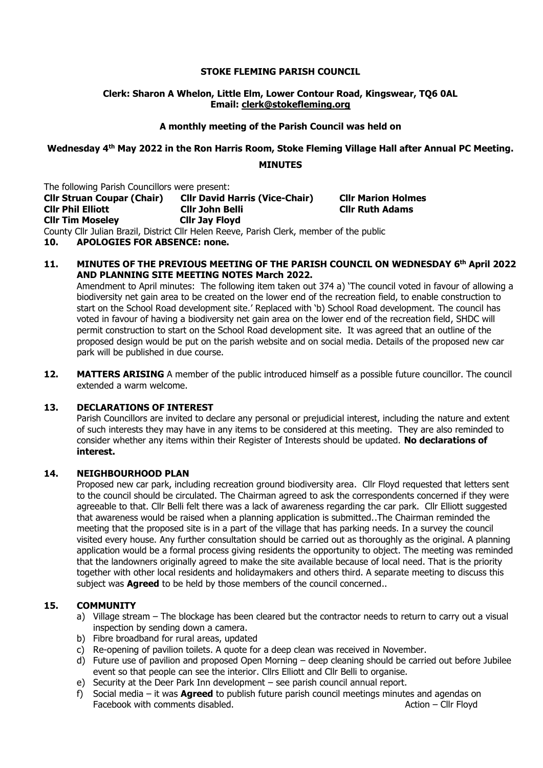**STOKE FLEMING PARISH COUNCIL**

**Clerk: Sharon A Whelon, Little Elm, Lower Contour Road, Kingswear, TQ6 0AL**
**Email: clerk@stokefleming.org**

**A monthly meeting of the Parish Council was held on**

**Wednesday 4th May 2022 in the Ron Harris Room, Stoke Fleming Village Hall after Annual PC Meeting.**

**MINUTES**

The following Parish Councillors were present:

**Cllr Struan Coupar (Chair)** **Cllr David Harris (Vice-Chair)** **Cllr Marion Holmes**
**Cllr Phil Elliott** **Cllr John Belli** **Cllr Ruth Adams**
**Cllr Tim Moseley** **Cllr Jay Floyd**

County Cllr Julian Brazil, District Cllr Helen Reeve, Parish Clerk, member of the public

**10. APOLOGIES FOR ABSENCE: none.**

**11. MINUTES OF THE PREVIOUS MEETING OF THE PARISH COUNCIL ON WEDNESDAY 6th April 2022 AND PLANNING SITE MEETING NOTES March 2022.**

Amendment to April minutes: The following item taken out 374 a) 'The council voted in favour of allowing a biodiversity net gain area to be created on the lower end of the recreation field, to enable construction to start on the School Road development site.' Replaced with 'b) School Road development. The council has voted in favour of having a biodiversity net gain area on the lower end of the recreation field, SHDC will permit construction to start on the School Road development site. It was agreed that an outline of the proposed design would be put on the parish website and on social media. Details of the proposed new car park will be published in due course.

**12. MATTERS ARISING** A member of the public introduced himself as a possible future councillor. The council extended a warm welcome.

**13. DECLARATIONS OF INTEREST**

Parish Councillors are invited to declare any personal or prejudicial interest, including the nature and extent of such interests they may have in any items to be considered at this meeting. They are also reminded to consider whether any items within their Register of Interests should be updated. **No declarations of interest.**

**14. NEIGHBOURHOOD PLAN**

Proposed new car park, including recreation ground biodiversity area. Cllr Floyd requested that letters sent to the council should be circulated. The Chairman agreed to ask the correspondents concerned if they were agreeable to that. Cllr Belli felt there was a lack of awareness regarding the car park. Cllr Elliott suggested that awareness would be raised when a planning application is submitted..The Chairman reminded the meeting that the proposed site is in a part of the village that has parking needs. In a survey the council visited every house. Any further consultation should be carried out as thoroughly as the original. A planning application would be a formal process giving residents the opportunity to object. The meeting was reminded that the landowners originally agreed to make the site available because of local need. That is the priority together with other local residents and holidaymakers and others third. A separate meeting to discuss this subject was **Agreed** to be held by those members of the council concerned..

**15. COMMUNITY**

a) Village stream – The blockage has been cleared but the contractor needs to return to carry out a visual inspection by sending down a camera.
b) Fibre broadband for rural areas, updated
c) Re-opening of pavilion toilets. A quote for a deep clean was received in November.
d) Future use of pavilion and proposed Open Morning – deep cleaning should be carried out before Jubilee event so that people can see the interior. Cllrs Elliott and Cllr Belli to organise.
e) Security at the Deer Park Inn development – see parish council annual report.
f) Social media – it was **Agreed** to publish future parish council meetings minutes and agendas on Facebook with comments disabled. Action – Cllr Floyd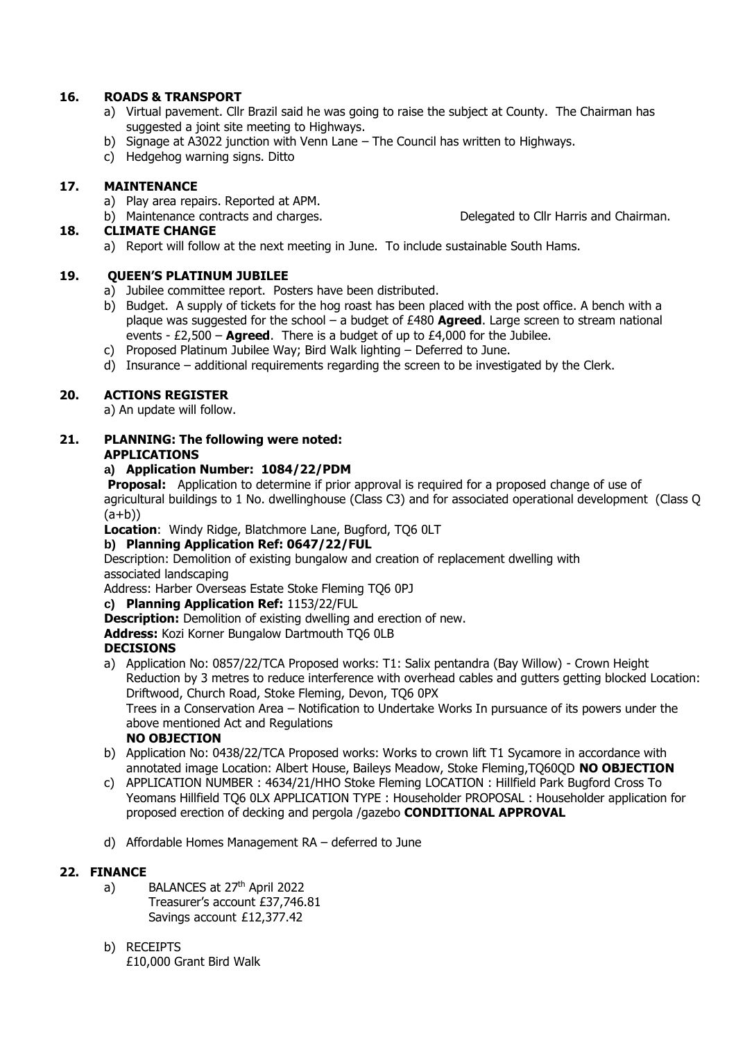## 16. ROADS & TRANSPORT

a) Virtual pavement. Cllr Brazil said he was going to raise the subject at County. The Chairman has suggested a joint site meeting to Highways.
b) Signage at A3022 junction with Venn Lane – The Council has written to Highways.
c) Hedgehog warning signs. Ditto

## 17. MAINTENANCE

a) Play area repairs. Reported at APM.
b) Maintenance contracts and charges. Delegated to Cllr Harris and Chairman.

## 18. CLIMATE CHANGE

a) Report will follow at the next meeting in June. To include sustainable South Hams.

## 19. QUEEN'S PLATINUM JUBILEE

a) Jubilee committee report. Posters have been distributed.
b) Budget. A supply of tickets for the hog roast has been placed with the post office. A bench with a plaque was suggested for the school – a budget of £480 **Agreed**. Large screen to stream national events - £2,500 – **Agreed**. There is a budget of up to £4,000 for the Jubilee.
c) Proposed Platinum Jubilee Way; Bird Walk lighting – Deferred to June.
d) Insurance – additional requirements regarding the screen to be investigated by the Clerk.

## 20. ACTIONS REGISTER

a) An update will follow.

## 21. PLANNING: The following were noted:

**APPLICATIONS**

**a) Application Number: 1084/22/PDM**

**Proposal:** Application to determine if prior approval is required for a proposed change of use of agricultural buildings to 1 No. dwellinghouse (Class C3) and for associated operational development (Class Q (a+b))

**Location**: Windy Ridge, Blatchmore Lane, Bugford, TQ6 0LT

**b) Planning Application Ref: 0647/22/FUL**

Description: Demolition of existing bungalow and creation of replacement dwelling with associated landscaping

Address: Harber Overseas Estate Stoke Fleming TQ6 0PJ

**c) Planning Application Ref:** 1153/22/FUL

**Description:** Demolition of existing dwelling and erection of new.

**Address:** Kozi Korner Bungalow Dartmouth TQ6 0LB

**DECISIONS**

a) Application No: 0857/22/TCA Proposed works: T1: Salix pentandra (Bay Willow) - Crown Height Reduction by 3 metres to reduce interference with overhead cables and gutters getting blocked Location: Driftwood, Church Road, Stoke Fleming, Devon, TQ6 0PX
Trees in a Conservation Area – Notification to Undertake Works In pursuance of its powers under the above mentioned Act and Regulations
**NO OBJECTION**
b) Application No: 0438/22/TCA Proposed works: Works to crown lift T1 Sycamore in accordance with annotated image Location: Albert House, Baileys Meadow, Stoke Fleming,TQ60QD **NO OBJECTION**
c) APPLICATION NUMBER : 4634/21/HHO Stoke Fleming LOCATION : Hillfield Park Bugford Cross To Yeomans Hillfield TQ6 0LX APPLICATION TYPE : Householder PROPOSAL : Householder application for proposed erection of decking and pergola /gazebo **CONDITIONAL APPROVAL**
d) Affordable Homes Management RA – deferred to June

## 22. FINANCE

a) BALANCES at 27th April 2022
Treasurer's account £37,746.81
Savings account £12,377.42

b) RECEIPTS
£10,000 Grant Bird Walk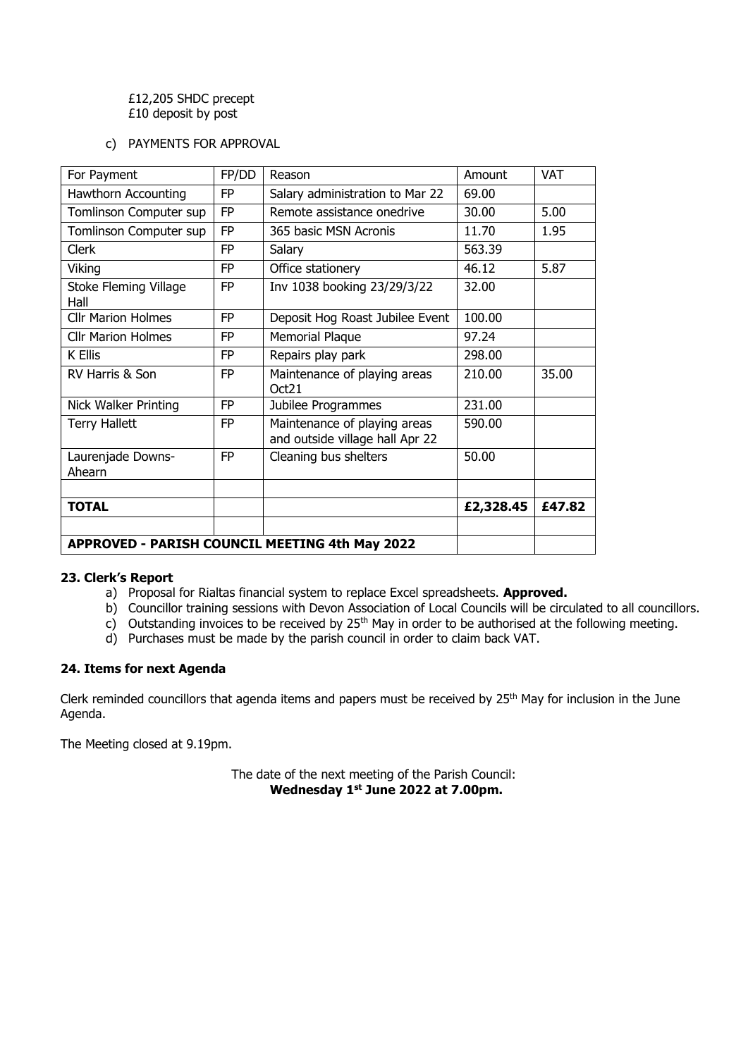£12,205 SHDC precept
£10 deposit by post

c) PAYMENTS FOR APPROVAL

| For Payment | FP/DD | Reason | Amount | VAT |
|---|---|---|---|---|
| Hawthorn Accounting | FP | Salary administration to Mar 22 | 69.00 | |
| Tomlinson Computer sup | FP | Remote assistance onedrive | 30.00 | 5.00 |
| Tomlinson Computer sup | FP | 365 basic MSN Acronis | 11.70 | 1.95 |
| Clerk | FP | Salary | 563.39 | |
| Viking | FP | Office stationery | 46.12 | 5.87 |
| Stoke Fleming Village Hall | FP | Inv 1038 booking 23/29/3/22 | 32.00 | |
| Cllr Marion Holmes | FP | Deposit Hog Roast Jubilee Event | 100.00 | |
| Cllr Marion Holmes | FP | Memorial Plaque | 97.24 | |
| K Ellis | FP | Repairs play park | 298.00 | |
| RV Harris & Son | FP | Maintenance of playing areas Oct21 | 210.00 | 35.00 |
| Nick Walker Printing | FP | Jubilee Programmes | 231.00 | |
| Terry Hallett | FP | Maintenance of playing areas and outside village hall Apr 22 | 590.00 | |
| Laurenjade Downs-Ahearn | FP | Cleaning bus shelters | 50.00 | |
| | | | | |
| **TOTAL** | | | **£2,328.45** | **£47.82** |
| | | | | |
| **APPROVED - PARISH COUNCIL MEETING 4th May 2022** | | | | |

### 23. Clerk's Report

a) Proposal for Rialtas financial system to replace Excel spreadsheets. **Approved.**
b) Councillor training sessions with Devon Association of Local Councils will be circulated to all councillors.
c) Outstanding invoices to be received by 25th May in order to be authorised at the following meeting.
d) Purchases must be made by the parish council in order to claim back VAT.

### 24. Items for next Agenda

Clerk reminded councillors that agenda items and papers must be received by 25th May for inclusion in the June Agenda.

The Meeting closed at 9.19pm.

The date of the next meeting of the Parish Council:
**Wednesday 1st June 2022 at 7.00pm.**